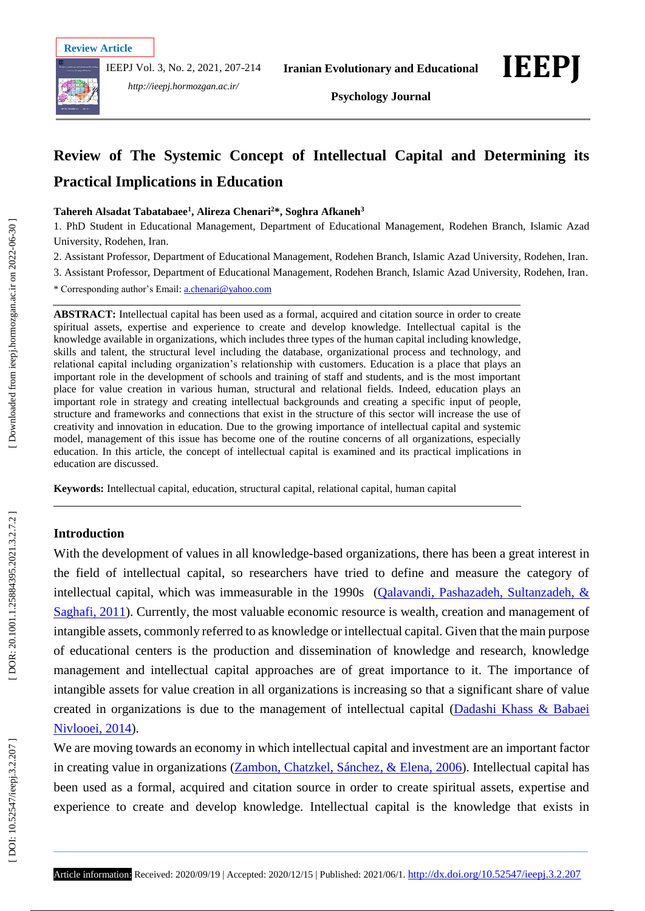Review Article

# Review of The Systemic Concept of Intellectual Capital and Determining its Practical Implications in Education

**Tahereh Alsadat Tabatabaee[1], Alireza Chenari[2]\*, Soghra Afkaneh[3]**

1. PhD Student in Educational Management, Department of Educational Management, Rodehen Branch, Islamic Azad University, Rodehen, Iran.
2. Assistant Professor, Department of Educational Management, Rodehen Branch, Islamic Azad University, Rodehen, Iran.
3. Assistant Professor, Department of Educational Management, Rodehen Branch, Islamic Azad University, Rodehen, Iran.

\* Corresponding author's Email: a.chenari@yahoo.com

**ABSTRACT:** Intellectual capital has been used as a formal, acquired and citation source in order to create spiritual assets, expertise and experience to create and develop knowledge. Intellectual capital is the knowledge available in organizations, which includes three types of the human capital including knowledge, skills and talent, the structural level including the database, organizational process and technology, and relational capital including organization's relationship with customers. Education is a place that plays an important role in the development of schools and training of staff and students, and is the most important place for value creation in various human, structural and relational fields. Indeed, education plays an important role in strategy and creating intellectual backgrounds and creating a specific input of people, structure and frameworks and connections that exist in the structure of this sector will increase the use of creativity and innovation in education. Due to the growing importance of intellectual capital and systemic model, management of this issue has become one of the routine concerns of all organizations, especially education. In this article, the concept of intellectual capital is examined and its practical implications in education are discussed.

**Keywords:** Intellectual capital, education, structural capital, relational capital, human capital

## Introduction

With the development of values in all knowledge-based organizations, there has been a great interest in the field of intellectual capital, so researchers have tried to define and measure the category of intellectual capital, which was immeasurable in the 1990s (Qalavandi, Pashazadeh, Sultanzadeh, & Saghafi, 2011). Currently, the most valuable economic resource is wealth, creation and management of intangible assets, commonly referred to as knowledge or intellectual capital. Given that the main purpose of educational centers is the production and dissemination of knowledge and research, knowledge management and intellectual capital approaches are of great importance to it. The importance of intangible assets for value creation in all organizations is increasing so that a significant share of value created in organizations is due to the management of intellectual capital (Dadashi Khass & Babaei Nivlooei, 2014).

We are moving towards an economy in which intellectual capital and investment are an important factor in creating value in organizations (Zambon, Chatzkel, Sánchez, & Elena, 2006). Intellectual capital has been used as a formal, acquired and citation source in order to create spiritual assets, expertise and experience to create and develop knowledge. Intellectual capital is the knowledge that exists in

Article information: Received: 2020/09/19 | Accepted: 2020/12/15 | Published: 2021/06/1. http://dx.doi.org/10.52547/ieepj.3.2.207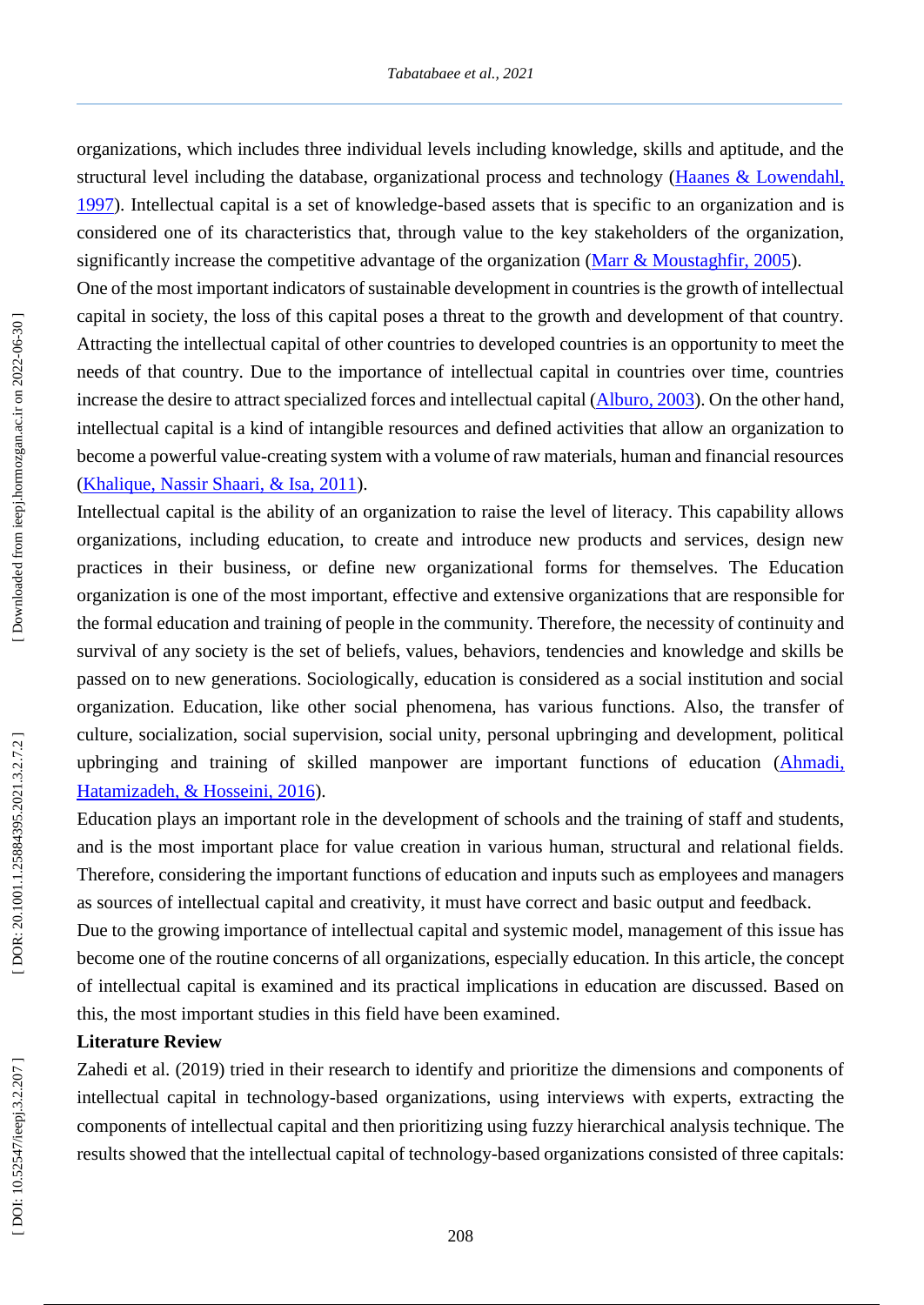organizations, which includes three individual levels including knowledge, skills and aptitude, and the structural level including the database, organizational process and technology (Haanes & Lowendahl, 1997). Intellectual capital is a set of knowledge-based assets that is specific to an organization and is considered one of its characteristics that, through value to the key stakeholders of the organization, significantly increase the competitive advantage of the organization (Marr & Moustaghfir, 2005).

One of the most important indicators of sustainable development in countries is the growth of intellectual capital in society, the loss of this capital poses a threat to the growth and development of that country. Attracting the intellectual capital of other countries to developed countries is an opportunity to meet the needs of that country. Due to the importance of intellectual capital in countries over time, countries increase the desire to attract specialized forces and intellectual capital (Alburo, 2003). On the other hand, intellectual capital is a kind of intangible resources and defined activities that allow an organization to become a powerful value-creating system with a volume of raw materials, human and financial resources (Khalique, Nassir Shaari, & Isa, 2011).

Intellectual capital is the ability of an organization to raise the level of literacy. This capability allows organizations, including education, to create and introduce new products and services, design new practices in their business, or define new organizational forms for themselves. The Education organization is one of the most important, effective and extensive organizations that are responsible for the formal education and training of people in the community. Therefore, the necessity of continuity and survival of any society is the set of beliefs, values, behaviors, tendencies and knowledge and skills be passed on to new generations. Sociologically, education is considered as a social institution and social organization. Education, like other social phenomena, has various functions. Also, the transfer of culture, socialization, social supervision, social unity, personal upbringing and development, political upbringing and training of skilled manpower are important functions of education (Ahmadi, Hatamizadeh, & Hosseini, 2016).

Education plays an important role in the development of schools and the training of staff and students, and is the most important place for value creation in various human, structural and relational fields. Therefore, considering the important functions of education and inputs such as employees and managers as sources of intellectual capital and creativity, it must have correct and basic output and feedback.

Due to the growing importance of intellectual capital and systemic model, management of this issue has become one of the routine concerns of all organizations, especially education. In this article, the concept of intellectual capital is examined and its practical implications in education are discussed. Based on this, the most important studies in this field have been examined.

## Literature Review

Zahedi et al. (2019) tried in their research to identify and prioritize the dimensions and components of intellectual capital in technology-based organizations, using interviews with experts, extracting the components of intellectual capital and then prioritizing using fuzzy hierarchical analysis technique. The results showed that the intellectual capital of technology-based organizations consisted of three capitals: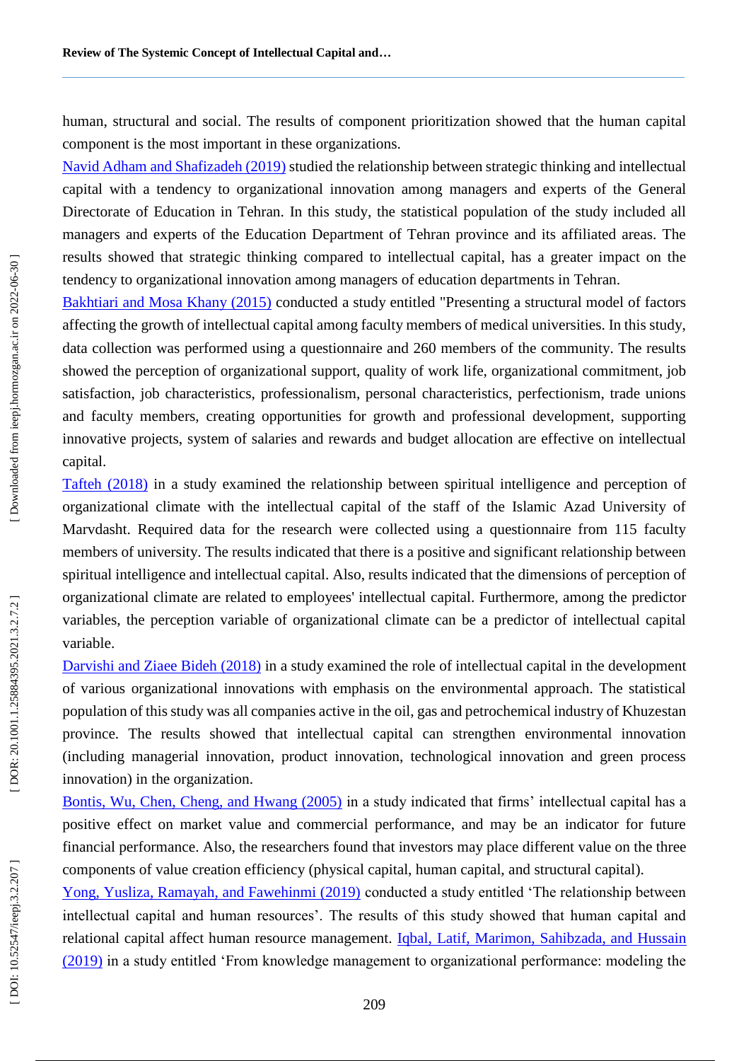human, structural and social. The results of component prioritization showed that the human capital component is the most important in these organizations.

Navid Adham and Shafizadeh (2019) studied the relationship between strategic thinking and intellectual capital with a tendency to organizational innovation among managers and experts of the General Directorate of Education in Tehran. In this study, the statistical population of the study included all managers and experts of the Education Department of Tehran province and its affiliated areas. The results showed that strategic thinking compared to intellectual capital, has a greater impact on the tendency to organizational innovation among managers of education departments in Tehran.

Bakhtiari and Mosa Khany (2015) conducted a study entitled "Presenting a structural model of factors affecting the growth of intellectual capital among faculty members of medical universities. In this study, data collection was performed using a questionnaire and 260 members of the community. The results showed the perception of organizational support, quality of work life, organizational commitment, job satisfaction, job characteristics, professionalism, personal characteristics, perfectionism, trade unions and faculty members, creating opportunities for growth and professional development, supporting innovative projects, system of salaries and rewards and budget allocation are effective on intellectual capital.

Tafteh (2018) in a study examined the relationship between spiritual intelligence and perception of organizational climate with the intellectual capital of the staff of the Islamic Azad University of Marvdasht. Required data for the research were collected using a questionnaire from 115 faculty members of university. The results indicated that there is a positive and significant relationship between spiritual intelligence and intellectual capital. Also, results indicated that the dimensions of perception of organizational climate are related to employees' intellectual capital. Furthermore, among the predictor variables, the perception variable of organizational climate can be a predictor of intellectual capital variable.

Darvishi and Ziaee Bideh (2018) in a study examined the role of intellectual capital in the development of various organizational innovations with emphasis on the environmental approach. The statistical population of this study was all companies active in the oil, gas and petrochemical industry of Khuzestan province. The results showed that intellectual capital can strengthen environmental innovation (including managerial innovation, product innovation, technological innovation and green process innovation) in the organization.

Bontis, Wu, Chen, Cheng, and Hwang (2005) in a study indicated that firms' intellectual capital has a positive effect on market value and commercial performance, and may be an indicator for future financial performance. Also, the researchers found that investors may place different value on the three components of value creation efficiency (physical capital, human capital, and structural capital).

Yong, Yusliza, Ramayah, and Fawehinmi (2019) conducted a study entitled 'The relationship between intellectual capital and human resources'. The results of this study showed that human capital and relational capital affect human resource management. Iqbal, Latif, Marimon, Sahibzada, and Hussain (2019) in a study entitled 'From knowledge management to organizational performance: modeling the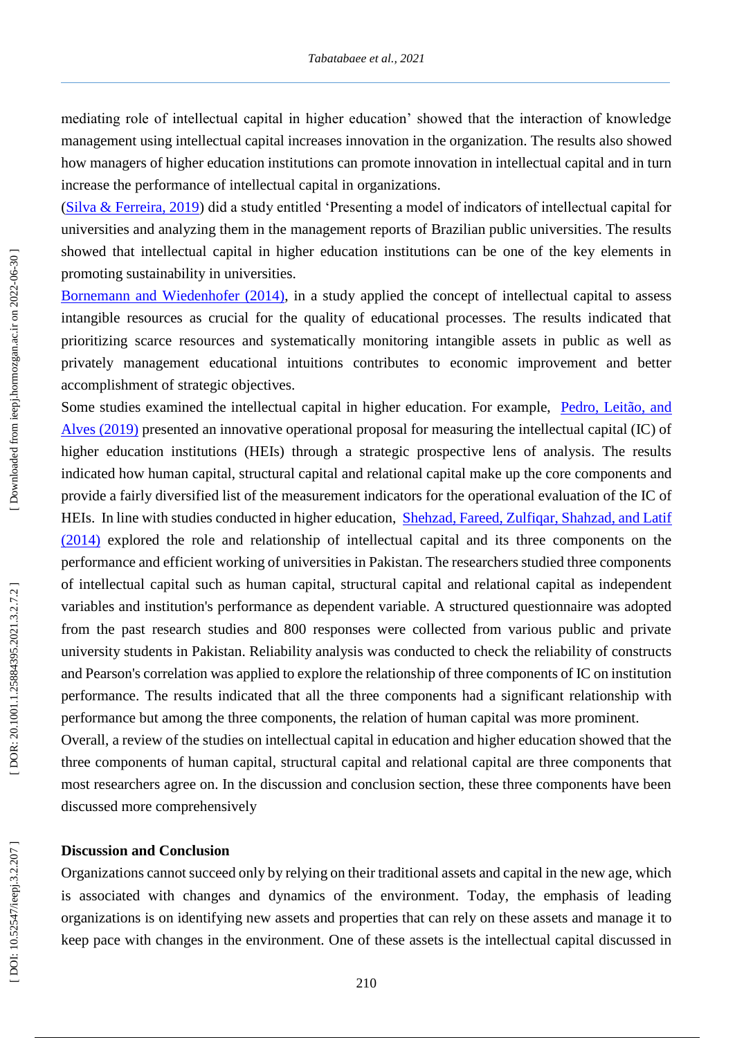mediating role of intellectual capital in higher education' showed that the interaction of knowledge management using intellectual capital increases innovation in the organization. The results also showed how managers of higher education institutions can promote innovation in intellectual capital and in turn increase the performance of intellectual capital in organizations.

(Silva & Ferreira, 2019) did a study entitled 'Presenting a model of indicators of intellectual capital for universities and analyzing them in the management reports of Brazilian public universities. The results showed that intellectual capital in higher education institutions can be one of the key elements in promoting sustainability in universities.

Bornemann and Wiedenhofer (2014), in a study applied the concept of intellectual capital to assess intangible resources as crucial for the quality of educational processes. The results indicated that prioritizing scarce resources and systematically monitoring intangible assets in public as well as privately management educational intuitions contributes to economic improvement and better accomplishment of strategic objectives.

Some studies examined the intellectual capital in higher education. For example, Pedro, Leitão, and Alves (2019) presented an innovative operational proposal for measuring the intellectual capital (IC) of higher education institutions (HEIs) through a strategic prospective lens of analysis. The results indicated how human capital, structural capital and relational capital make up the core components and provide a fairly diversified list of the measurement indicators for the operational evaluation of the IC of HEIs. In line with studies conducted in higher education, Shehzad, Fareed, Zulfiqar, Shahzad, and Latif (2014) explored the role and relationship of intellectual capital and its three components on the performance and efficient working of universities in Pakistan. The researchers studied three components of intellectual capital such as human capital, structural capital and relational capital as independent variables and institution's performance as dependent variable. A structured questionnaire was adopted from the past research studies and 800 responses were collected from various public and private university students in Pakistan. Reliability analysis was conducted to check the reliability of constructs and Pearson's correlation was applied to explore the relationship of three components of IC on institution performance. The results indicated that all the three components had a significant relationship with performance but among the three components, the relation of human capital was more prominent.

Overall, a review of the studies on intellectual capital in education and higher education showed that the three components of human capital, structural capital and relational capital are three components that most researchers agree on. In the discussion and conclusion section, these three components have been discussed more comprehensively

## Discussion and Conclusion

Organizations cannot succeed only by relying on their traditional assets and capital in the new age, which is associated with changes and dynamics of the environment. Today, the emphasis of leading organizations is on identifying new assets and properties that can rely on these assets and manage it to keep pace with changes in the environment. One of these assets is the intellectual capital discussed in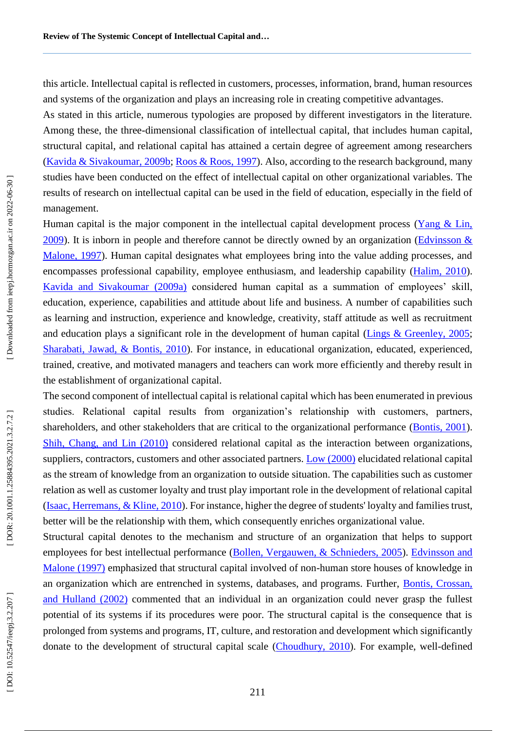this article. Intellectual capital is reflected in customers, processes, information, brand, human resources and systems of the organization and plays an increasing role in creating competitive advantages.

As stated in this article, numerous typologies are proposed by different investigators in the literature. Among these, the three-dimensional classification of intellectual capital, that includes human capital, structural capital, and relational capital has attained a certain degree of agreement among researchers (Kavida & Sivakoumar, 2009b; Roos & Roos, 1997). Also, according to the research background, many studies have been conducted on the effect of intellectual capital on other organizational variables. The results of research on intellectual capital can be used in the field of education, especially in the field of management.

Human capital is the major component in the intellectual capital development process (Yang & Lin, 2009). It is inborn in people and therefore cannot be directly owned by an organization (Edvinsson & Malone, 1997). Human capital designates what employees bring into the value adding processes, and encompasses professional capability, employee enthusiasm, and leadership capability (Halim, 2010). Kavida and Sivakoumar (2009a) considered human capital as a summation of employees' skill, education, experience, capabilities and attitude about life and business. A number of capabilities such as learning and instruction, experience and knowledge, creativity, staff attitude as well as recruitment and education plays a significant role in the development of human capital (Lings & Greenley, 2005; Sharabati, Jawad, & Bontis, 2010). For instance, in educational organization, educated, experienced, trained, creative, and motivated managers and teachers can work more efficiently and thereby result in the establishment of organizational capital.

The second component of intellectual capital is relational capital which has been enumerated in previous studies. Relational capital results from organization's relationship with customers, partners, shareholders, and other stakeholders that are critical to the organizational performance (Bontis, 2001). Shih, Chang, and Lin (2010) considered relational capital as the interaction between organizations, suppliers, contractors, customers and other associated partners. Low (2000) elucidated relational capital as the stream of knowledge from an organization to outside situation. The capabilities such as customer relation as well as customer loyalty and trust play important role in the development of relational capital (Isaac, Herremans, & Kline, 2010). For instance, higher the degree of students' loyalty and families trust, better will be the relationship with them, which consequently enriches organizational value.

Structural capital denotes to the mechanism and structure of an organization that helps to support employees for best intellectual performance (Bollen, Vergauwen, & Schnieders, 2005). Edvinsson and Malone (1997) emphasized that structural capital involved of non-human store houses of knowledge in an organization which are entrenched in systems, databases, and programs. Further, Bontis, Crossan, and Hulland (2002) commented that an individual in an organization could never grasp the fullest potential of its systems if its procedures were poor. The structural capital is the consequence that is prolonged from systems and programs, IT, culture, and restoration and development which significantly donate to the development of structural capital scale (Choudhury, 2010). For example, well-defined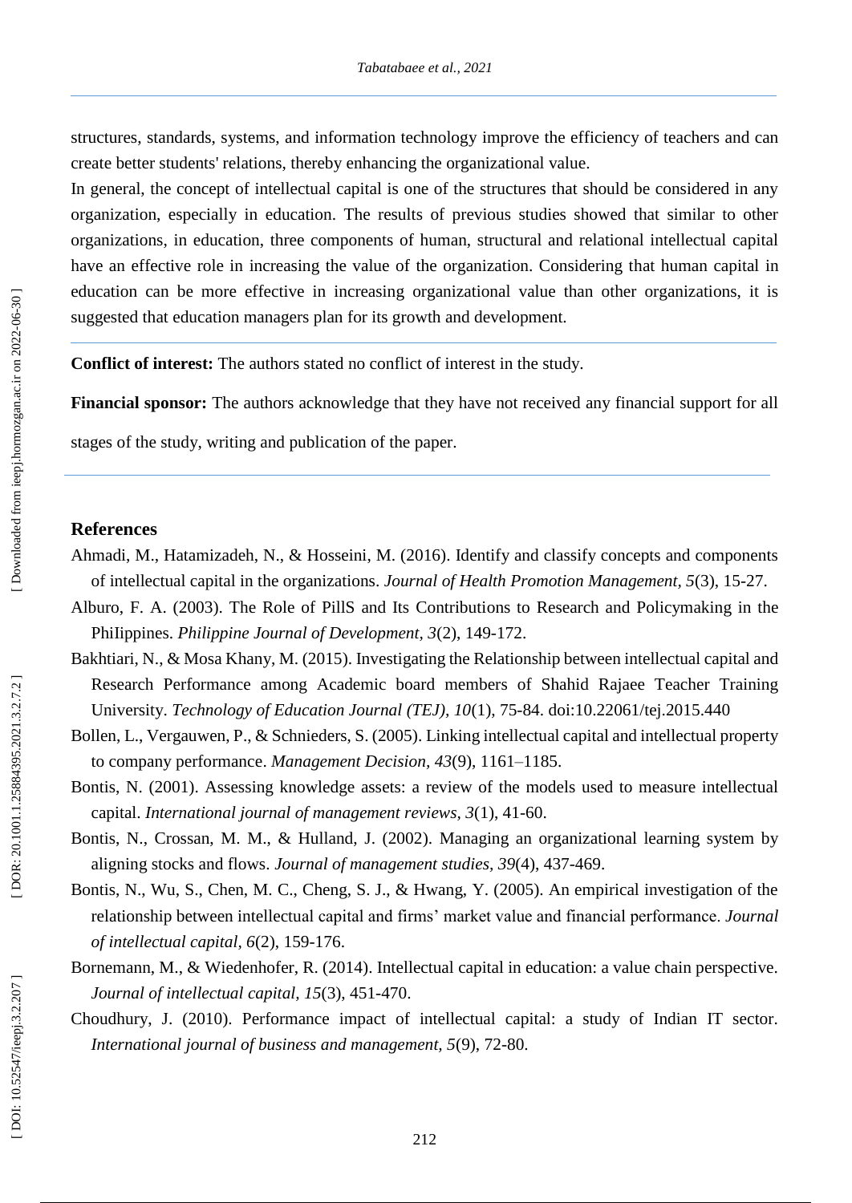structures, standards, systems, and information technology improve the efficiency of teachers and can create better students' relations, thereby enhancing the organizational value.

In general, the concept of intellectual capital is one of the structures that should be considered in any organization, especially in education. The results of previous studies showed that similar to other organizations, in education, three components of human, structural and relational intellectual capital have an effective role in increasing the value of the organization. Considering that human capital in education can be more effective in increasing organizational value than other organizations, it is suggested that education managers plan for its growth and development.

**Conflict of interest:** The authors stated no conflict of interest in the study.

**Financial sponsor:** The authors acknowledge that they have not received any financial support for all stages of the study, writing and publication of the paper.

## References

Ahmadi, M., Hatamizadeh, N., & Hosseini, M. (2016). Identify and classify concepts and components of intellectual capital in the organizations. *Journal of Health Promotion Management, 5*(3), 15-27.

Alburo, F. A. (2003). The Role of PillS and Its Contributions to Research and Policymaking in the PhiIippines. *Philippine Journal of Development, 3*(2), 149-172.

Bakhtiari, N., & Mosa Khany, M. (2015). Investigating the Relationship between intellectual capital and Research Performance among Academic board members of Shahid Rajaee Teacher Training University. *Technology of Education Journal (TEJ), 10*(1), 75-84. doi:10.22061/tej.2015.440

Bollen, L., Vergauwen, P., & Schnieders, S. (2005). Linking intellectual capital and intellectual property to company performance. *Management Decision, 43*(9), 1161–1185.

Bontis, N. (2001). Assessing knowledge assets: a review of the models used to measure intellectual capital. *International journal of management reviews, 3*(1), 41-60.

Bontis, N., Crossan, M. M., & Hulland, J. (2002). Managing an organizational learning system by aligning stocks and flows. *Journal of management studies, 39*(4), 437-469.

Bontis, N., Wu, S., Chen, M. C., Cheng, S. J., & Hwang, Y. (2005). An empirical investigation of the relationship between intellectual capital and firms' market value and financial performance. *Journal of intellectual capital, 6*(2), 159-176.

Bornemann, M., & Wiedenhofer, R. (2014). Intellectual capital in education: a value chain perspective. *Journal of intellectual capital, 15*(3), 451-470.

Choudhury, J. (2010). Performance impact of intellectual capital: a study of Indian IT sector. *International journal of business and management, 5*(9), 72-80.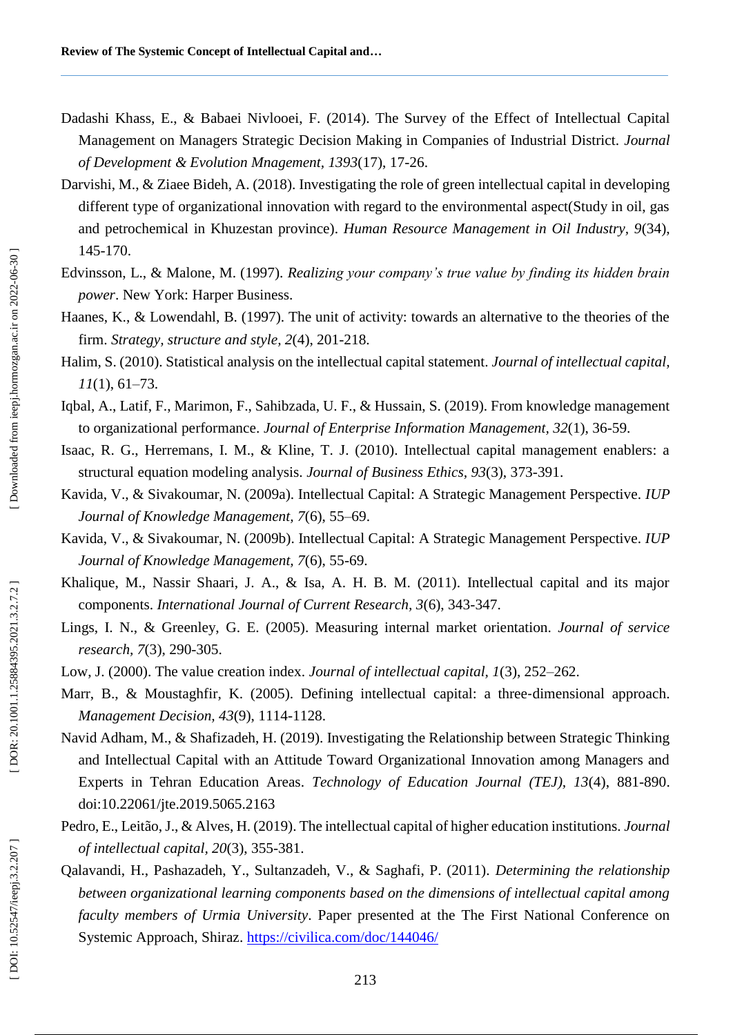Dadashi Khass, E., & Babaei Nivlooei, F. (2014). The Survey of the Effect of Intellectual Capital Management on Managers Strategic Decision Making in Companies of Industrial District. *Journal of Development & Evolution Mnagement, 1393*(17), 17-26.

Darvishi, M., & Ziaee Bideh, A. (2018). Investigating the role of green intellectual capital in developing different type of organizational innovation with regard to the environmental aspect(Study in oil, gas and petrochemical in Khuzestan province). *Human Resource Management in Oil Industry, 9*(34), 145-170.

Edvinsson, L., & Malone, M. (1997). *Realizing your company's true value by finding its hidden brain power*. New York: Harper Business.

Haanes, K., & Lowendahl, B. (1997). The unit of activity: towards an alternative to the theories of the firm. *Strategy, structure and style, 2*(4), 201-218.

Halim, S. (2010). Statistical analysis on the intellectual capital statement. *Journal of intellectual capital, 11*(1), 61–73.

Iqbal, A., Latif, F., Marimon, F., Sahibzada, U. F., & Hussain, S. (2019). From knowledge management to organizational performance. *Journal of Enterprise Information Management, 32*(1), 36-59.

Isaac, R. G., Herremans, I. M., & Kline, T. J. (2010). Intellectual capital management enablers: a structural equation modeling analysis. *Journal of Business Ethics, 93*(3), 373-391.

Kavida, V., & Sivakoumar, N. (2009a). Intellectual Capital: A Strategic Management Perspective. *IUP Journal of Knowledge Management, 7*(6), 55–69.

Kavida, V., & Sivakoumar, N. (2009b). Intellectual Capital: A Strategic Management Perspective. *IUP Journal of Knowledge Management, 7*(6), 55-69.

Khalique, M., Nassir Shaari, J. A., & Isa, A. H. B. M. (2011). Intellectual capital and its major components. *International Journal of Current Research, 3*(6), 343-347.

Lings, I. N., & Greenley, G. E. (2005). Measuring internal market orientation. *Journal of service research, 7*(3), 290-305.

Low, J. (2000). The value creation index. *Journal of intellectual capital, 1*(3), 252–262.

Marr, B., & Moustaghfir, K. (2005). Defining intellectual capital: a three-dimensional approach. *Management Decision, 43*(9), 1114-1128.

Navid Adham, M., & Shafizadeh, H. (2019). Investigating the Relationship between Strategic Thinking and Intellectual Capital with an Attitude Toward Organizational Innovation among Managers and Experts in Tehran Education Areas. *Technology of Education Journal (TEJ), 13*(4), 881-890. doi:10.22061/jte.2019.5065.2163

Pedro, E., Leitão, J., & Alves, H. (2019). The intellectual capital of higher education institutions. *Journal of intellectual capital, 20*(3), 355-381.

Qalavandi, H., Pashazadeh, Y., Sultanzadeh, V., & Saghafi, P. (2011). *Determining the relationship between organizational learning components based on the dimensions of intellectual capital among faculty members of Urmia University*. Paper presented at the The First National Conference on Systemic Approach, Shiraz. https://civilica.com/doc/144046/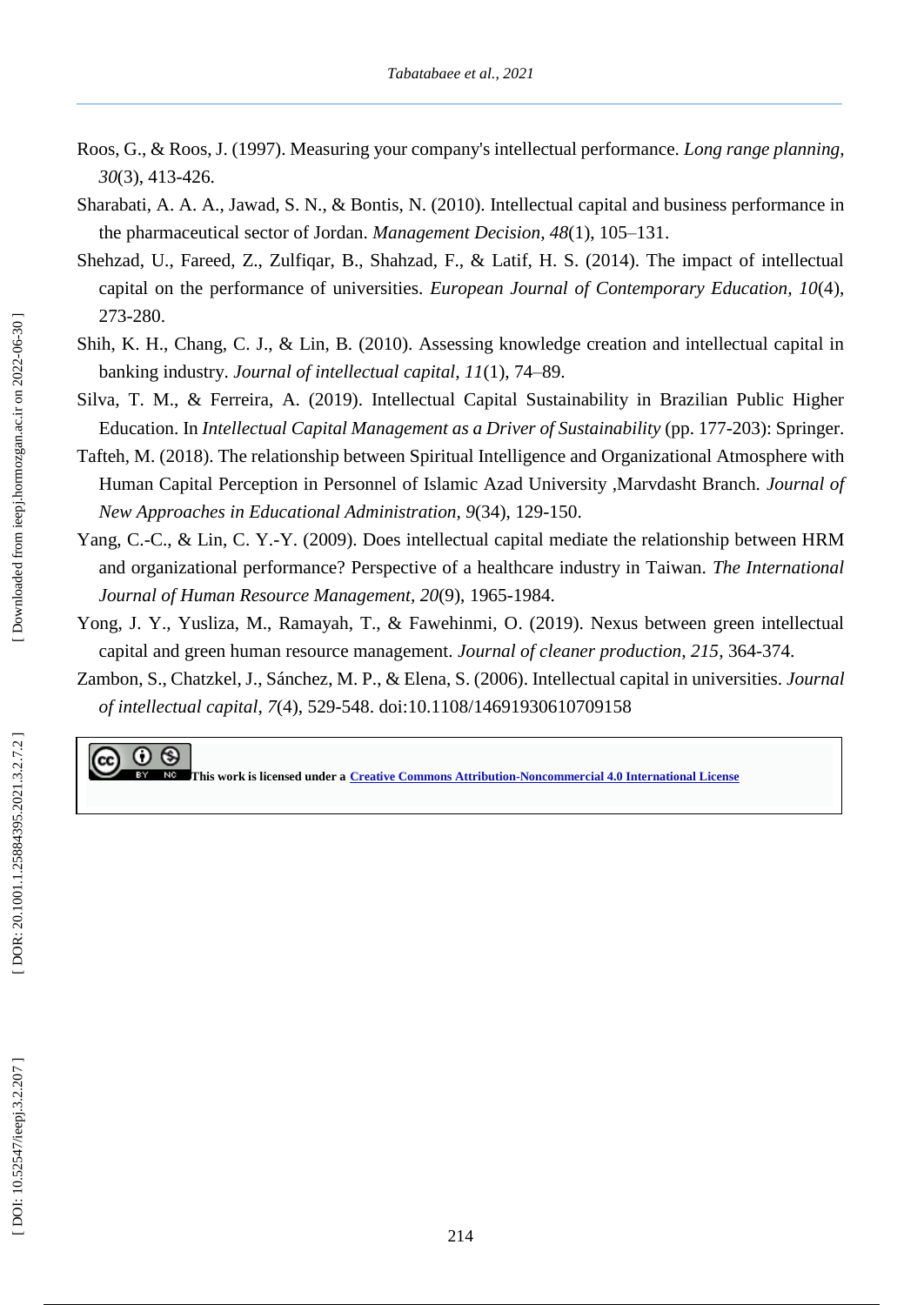Roos, G., & Roos, J. (1997). Measuring your company's intellectual performance. *Long range planning, 30*(3), 413-426.

Sharabati, A. A. A., Jawad, S. N., & Bontis, N. (2010). Intellectual capital and business performance in the pharmaceutical sector of Jordan. *Management Decision, 48*(1), 105–131.

Shehzad, U., Fareed, Z., Zulfiqar, B., Shahzad, F., & Latif, H. S. (2014). The impact of intellectual capital on the performance of universities. *European Journal of Contemporary Education, 10*(4), 273-280.

Shih, K. H., Chang, C. J., & Lin, B. (2010). Assessing knowledge creation and intellectual capital in banking industry. *Journal of intellectual capital, 11*(1), 74–89.

Silva, T. M., & Ferreira, A. (2019). Intellectual Capital Sustainability in Brazilian Public Higher Education. In *Intellectual Capital Management as a Driver of Sustainability* (pp. 177-203): Springer.

Tafteh, M. (2018). The relationship between Spiritual Intelligence and Organizational Atmosphere with Human Capital Perception in Personnel of Islamic Azad University ,Marvdasht Branch. *Journal of New Approaches in Educational Administration, 9*(34), 129-150.

Yang, C.-C., & Lin, C. Y.-Y. (2009). Does intellectual capital mediate the relationship between HRM and organizational performance? Perspective of a healthcare industry in Taiwan. *The International Journal of Human Resource Management, 20*(9), 1965-1984.

Yong, J. Y., Yusliza, M., Ramayah, T., & Fawehinmi, O. (2019). Nexus between green intellectual capital and green human resource management. *Journal of cleaner production, 215*, 364-374.

Zambon, S., Chatzkel, J., Sánchez, M. P., & Elena, S. (2006). Intellectual capital in universities. *Journal of intellectual capital, 7*(4), 529-548. doi:10.1108/14691930610709158

**This work is licensed under a [Creative Commons Attribution-Noncommercial 4.0 International License]**